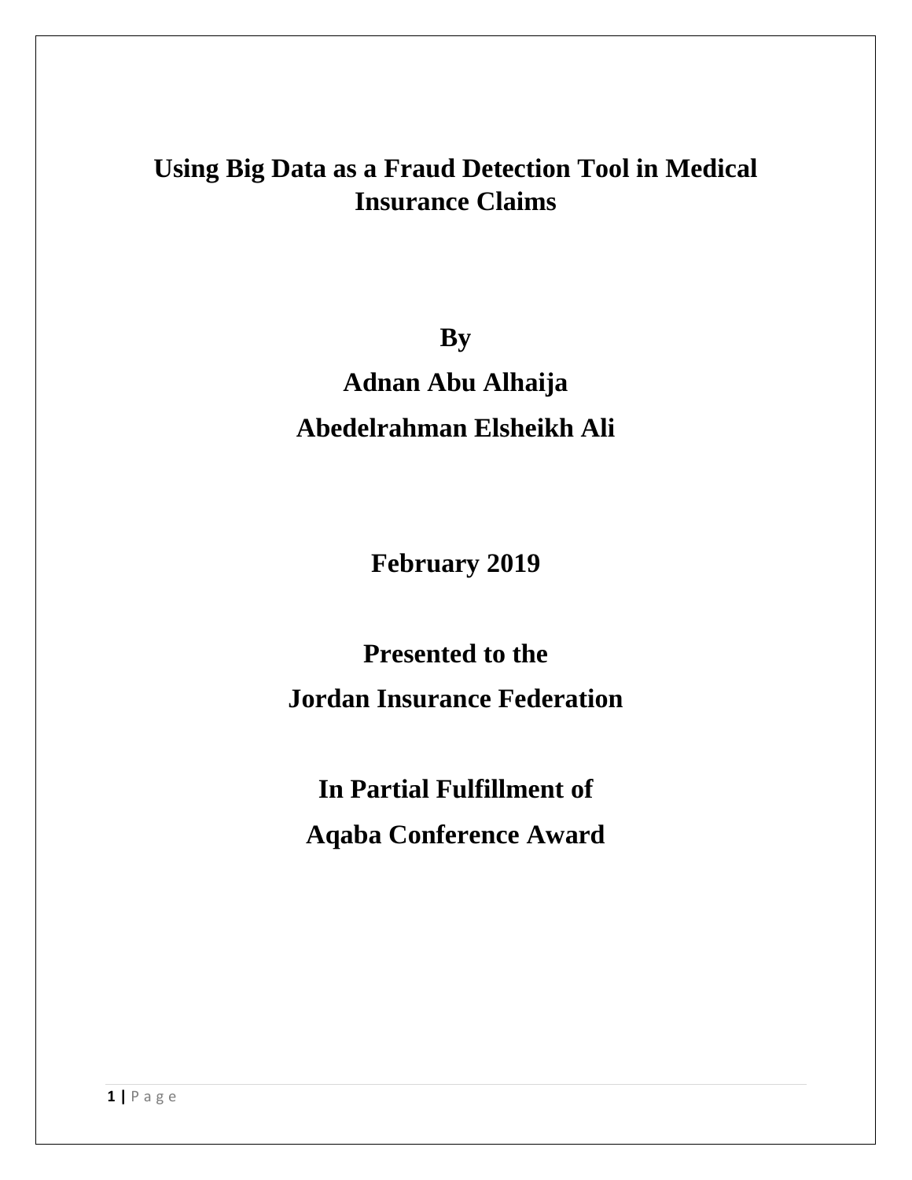# Using Big Data as a Fraud Detection Tool in Medical Insurance Claims

**By**

**Adnan Abu Alhaija**

**Abedelrahman Elsheikh Ali**

**February 2019**

**Presented to the**

**Jordan Insurance Federation**

**In Partial Fulfillment of**

**Aqaba Conference Award**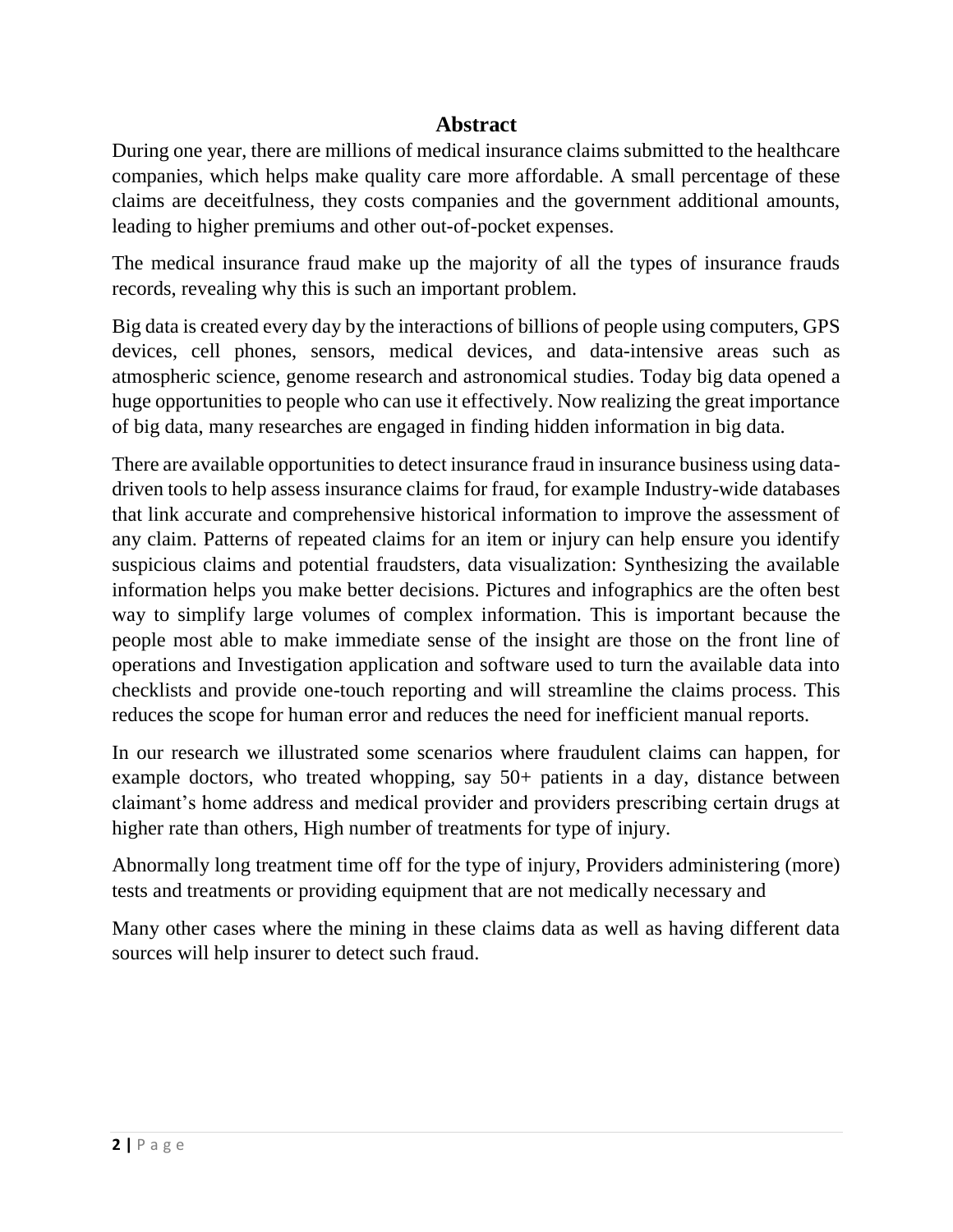## Abstract

During one year, there are millions of medical insurance claims submitted to the healthcare companies, which helps make quality care more affordable. A small percentage of these claims are deceitfulness, they costs companies and the government additional amounts, leading to higher premiums and other out-of-pocket expenses.

The medical insurance fraud make up the majority of all the types of insurance frauds records, revealing why this is such an important problem.

Big data is created every day by the interactions of billions of people using computers, GPS devices, cell phones, sensors, medical devices, and data-intensive areas such as atmospheric science, genome research and astronomical studies. Today big data opened a huge opportunities to people who can use it effectively. Now realizing the great importance of big data, many researches are engaged in finding hidden information in big data.

There are available opportunities to detect insurance fraud in insurance business using data-driven tools to help assess insurance claims for fraud, for example Industry-wide databases that link accurate and comprehensive historical information to improve the assessment of any claim. Patterns of repeated claims for an item or injury can help ensure you identify suspicious claims and potential fraudsters, data visualization: Synthesizing the available information helps you make better decisions. Pictures and infographics are the often best way to simplify large volumes of complex information. This is important because the people most able to make immediate sense of the insight are those on the front line of operations and Investigation application and software used to turn the available data into checklists and provide one-touch reporting and will streamline the claims process. This reduces the scope for human error and reduces the need for inefficient manual reports.

In our research we illustrated some scenarios where fraudulent claims can happen, for example doctors, who treated whopping, say 50+ patients in a day, distance between claimant's home address and medical provider and providers prescribing certain drugs at higher rate than others, High number of treatments for type of injury.

Abnormally long treatment time off for the type of injury, Providers administering (more) tests and treatments or providing equipment that are not medically necessary and

Many other cases where the mining in these claims data as well as having different data sources will help insurer to detect such fraud.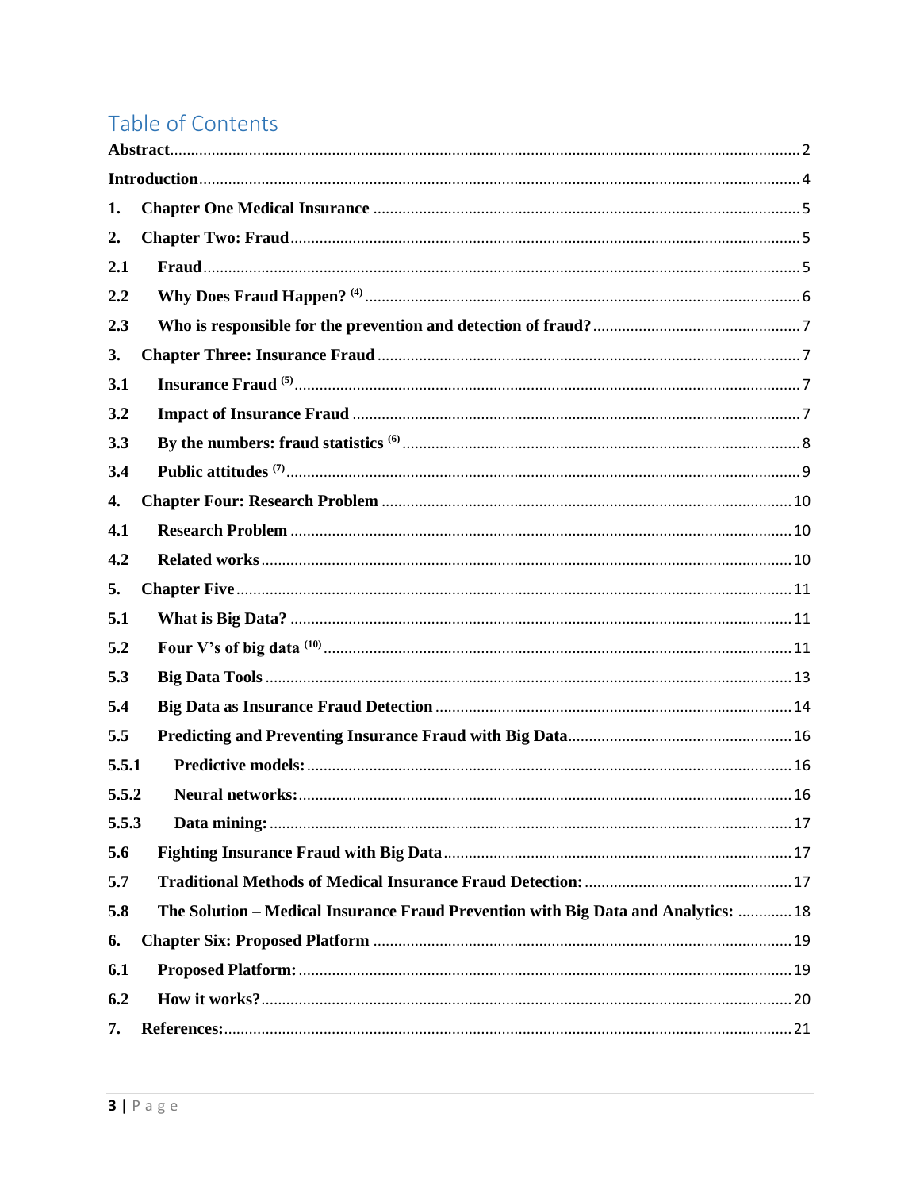# Table of Contents

**Abstract** ..... 2

**Introduction** ..... 4

**1. Chapter One Medical Insurance** ..... 5

**2. Chapter Two: Fraud** ..... 5

**2.1 Fraud** ..... 5

**2.2 Why Does Fraud Happen? [4]** ..... 6

**2.3 Who is responsible for the prevention and detection of fraud?** ..... 7

**3. Chapter Three: Insurance Fraud** ..... 7

**3.1 Insurance Fraud [5]** ..... 7

**3.2 Impact of Insurance Fraud** ..... 7

**3.3 By the numbers: fraud statistics [6]** ..... 8

**3.4 Public attitudes [7]** ..... 9

**4. Chapter Four: Research Problem** ..... 10

**4.1 Research Problem** ..... 10

**4.2 Related works** ..... 10

**5. Chapter Five** ..... 11

**5.1 What is Big Data?** ..... 11

**5.2 Four V's of big data [10]** ..... 11

**5.3 Big Data Tools** ..... 13

**5.4 Big Data as Insurance Fraud Detection** ..... 14

**5.5 Predicting and Preventing Insurance Fraud with Big Data** ..... 16

**5.5.1 Predictive models:** ..... 16

**5.5.2 Neural networks:** ..... 16

**5.5.3 Data mining:** ..... 17

**5.6 Fighting Insurance Fraud with Big Data** ..... 17

**5.7 Traditional Methods of Medical Insurance Fraud Detection:** ..... 17

**5.8 The Solution – Medical Insurance Fraud Prevention with Big Data and Analytics:** ..... 18

**6. Chapter Six: Proposed Platform** ..... 19

**6.1 Proposed Platform:** ..... 19

**6.2 How it works?** ..... 20

**7. References:** ..... 21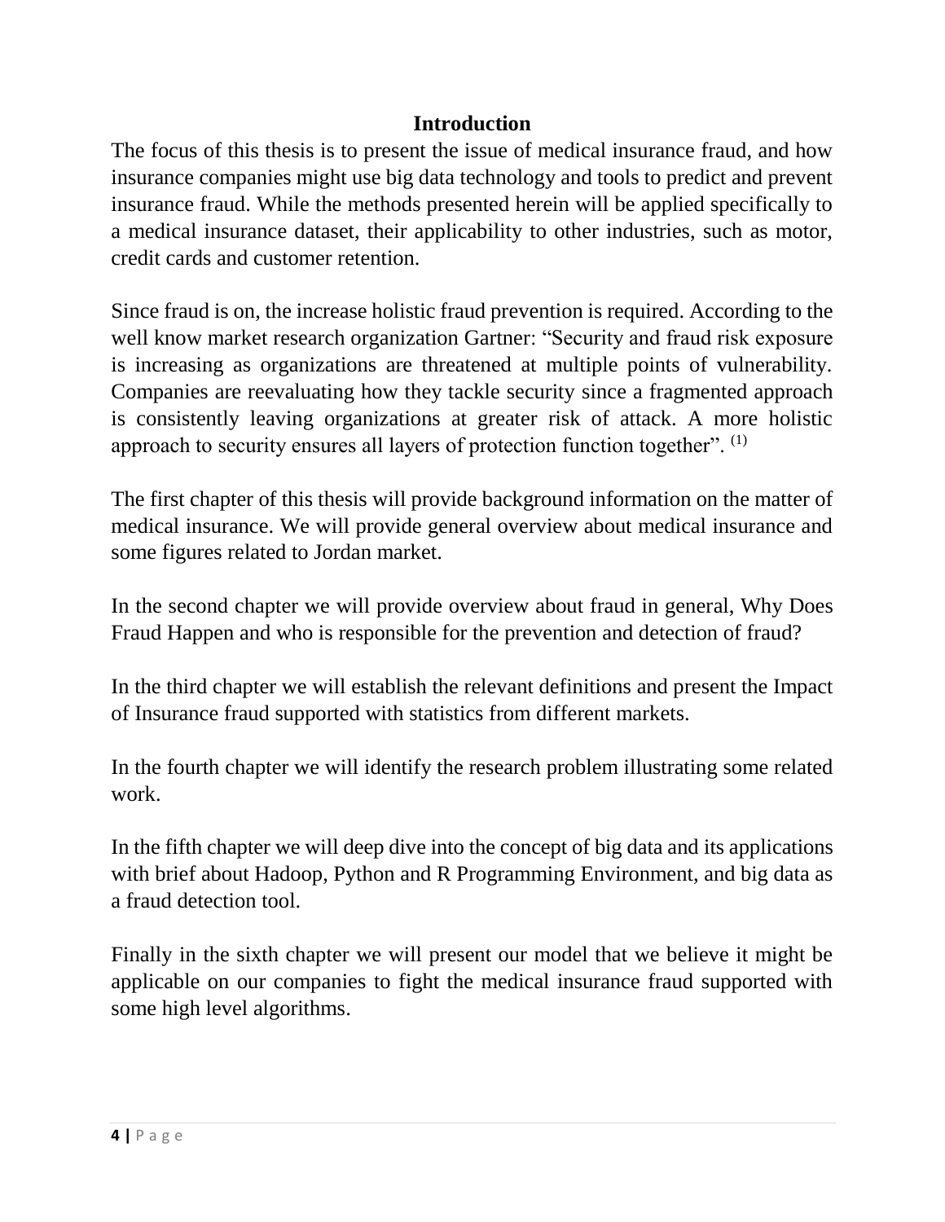# Introduction

The focus of this thesis is to present the issue of medical insurance fraud, and how insurance companies might use big data technology and tools to predict and prevent insurance fraud. While the methods presented herein will be applied specifically to a medical insurance dataset, their applicability to other industries, such as motor, credit cards and customer retention.

Since fraud is on, the increase holistic fraud prevention is required. According to the well know market research organization Gartner: "Security and fraud risk exposure is increasing as organizations are threatened at multiple points of vulnerability. Companies are reevaluating how they tackle security since a fragmented approach is consistently leaving organizations at greater risk of attack. A more holistic approach to security ensures all layers of protection function together". (1)

The first chapter of this thesis will provide background information on the matter of medical insurance. We will provide general overview about medical insurance and some figures related to Jordan market.

In the second chapter we will provide overview about fraud in general, Why Does Fraud Happen and who is responsible for the prevention and detection of fraud?

In the third chapter we will establish the relevant definitions and present the Impact of Insurance fraud supported with statistics from different markets.

In the fourth chapter we will identify the research problem illustrating some related work.

In the fifth chapter we will deep dive into the concept of big data and its applications with brief about Hadoop, Python and R Programming Environment, and big data as a fraud detection tool.

Finally in the sixth chapter we will present our model that we believe it might be applicable on our companies to fight the medical insurance fraud supported with some high level algorithms.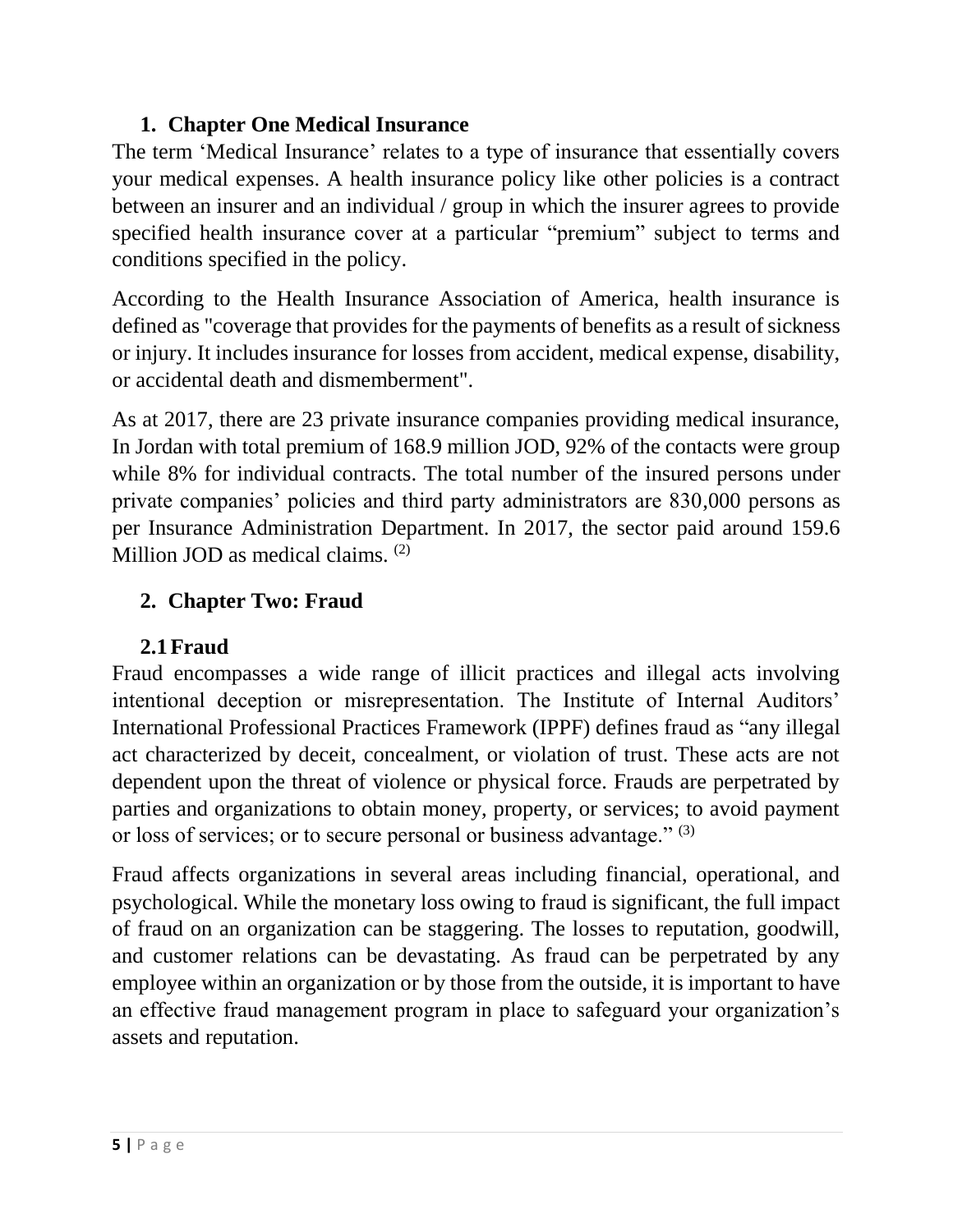## 1. Chapter One Medical Insurance

The term 'Medical Insurance' relates to a type of insurance that essentially covers your medical expenses. A health insurance policy like other policies is a contract between an insurer and an individual / group in which the insurer agrees to provide specified health insurance cover at a particular "premium" subject to terms and conditions specified in the policy.

According to the Health Insurance Association of America, health insurance is defined as "coverage that provides for the payments of benefits as a result of sickness or injury. It includes insurance for losses from accident, medical expense, disability, or accidental death and dismemberment".

As at 2017, there are 23 private insurance companies providing medical insurance, In Jordan with total premium of 168.9 million JOD, 92% of the contacts were group while 8% for individual contracts. The total number of the insured persons under private companies' policies and third party administrators are 830,000 persons as per Insurance Administration Department. In 2017, the sector paid around 159.6 Million JOD as medical claims. (2)

## 2. Chapter Two: Fraud

### 2.1 Fraud

Fraud encompasses a wide range of illicit practices and illegal acts involving intentional deception or misrepresentation. The Institute of Internal Auditors' International Professional Practices Framework (IPPF) defines fraud as "any illegal act characterized by deceit, concealment, or violation of trust. These acts are not dependent upon the threat of violence or physical force. Frauds are perpetrated by parties and organizations to obtain money, property, or services; to avoid payment or loss of services; or to secure personal or business advantage." (3)

Fraud affects organizations in several areas including financial, operational, and psychological. While the monetary loss owing to fraud is significant, the full impact of fraud on an organization can be staggering. The losses to reputation, goodwill, and customer relations can be devastating. As fraud can be perpetrated by any employee within an organization or by those from the outside, it is important to have an effective fraud management program in place to safeguard your organization's assets and reputation.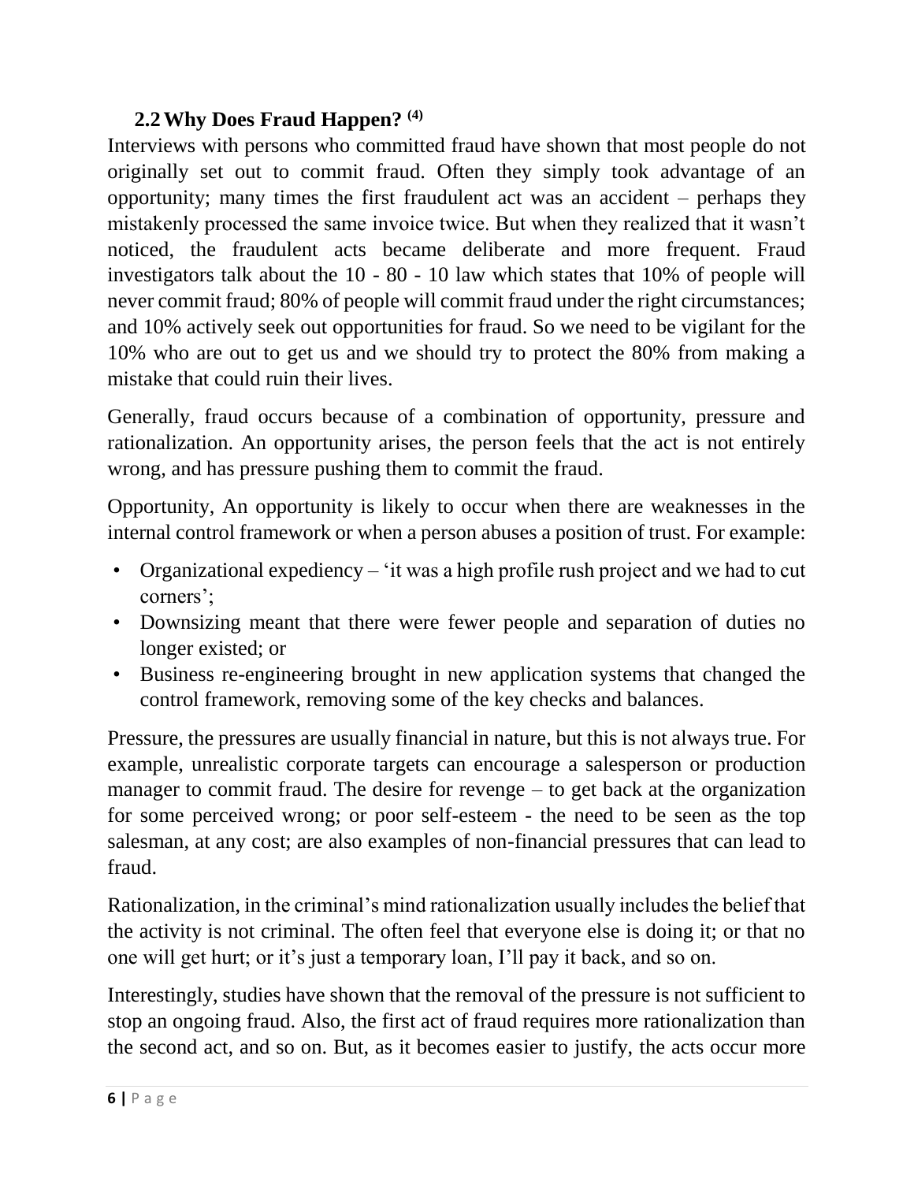## 2.2 Why Does Fraud Happen? [4]

Interviews with persons who committed fraud have shown that most people do not originally set out to commit fraud. Often they simply took advantage of an opportunity; many times the first fraudulent act was an accident – perhaps they mistakenly processed the same invoice twice. But when they realized that it wasn't noticed, the fraudulent acts became deliberate and more frequent. Fraud investigators talk about the 10 - 80 - 10 law which states that 10% of people will never commit fraud; 80% of people will commit fraud under the right circumstances; and 10% actively seek out opportunities for fraud. So we need to be vigilant for the 10% who are out to get us and we should try to protect the 80% from making a mistake that could ruin their lives.

Generally, fraud occurs because of a combination of opportunity, pressure and rationalization. An opportunity arises, the person feels that the act is not entirely wrong, and has pressure pushing them to commit the fraud.

Opportunity, An opportunity is likely to occur when there are weaknesses in the internal control framework or when a person abuses a position of trust. For example:

- Organizational expediency – 'it was a high profile rush project and we had to cut corners';
- Downsizing meant that there were fewer people and separation of duties no longer existed; or
- Business re-engineering brought in new application systems that changed the control framework, removing some of the key checks and balances.

Pressure, the pressures are usually financial in nature, but this is not always true. For example, unrealistic corporate targets can encourage a salesperson or production manager to commit fraud. The desire for revenge – to get back at the organization for some perceived wrong; or poor self-esteem - the need to be seen as the top salesman, at any cost; are also examples of non-financial pressures that can lead to fraud.

Rationalization, in the criminal's mind rationalization usually includes the belief that the activity is not criminal. The often feel that everyone else is doing it; or that no one will get hurt; or it's just a temporary loan, I'll pay it back, and so on.

Interestingly, studies have shown that the removal of the pressure is not sufficient to stop an ongoing fraud. Also, the first act of fraud requires more rationalization than the second act, and so on. But, as it becomes easier to justify, the acts occur more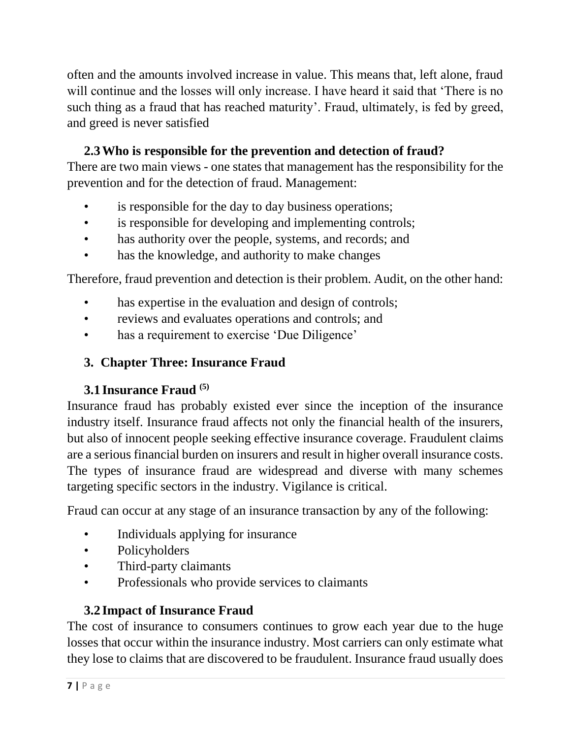often and the amounts involved increase in value. This means that, left alone, fraud will continue and the losses will only increase. I have heard it said that 'There is no such thing as a fraud that has reached maturity'. Fraud, ultimately, is fed by greed, and greed is never satisfied

### 2.3 Who is responsible for the prevention and detection of fraud?

There are two main views - one states that management has the responsibility for the prevention and for the detection of fraud. Management:

- is responsible for the day to day business operations;
- is responsible for developing and implementing controls;
- has authority over the people, systems, and records; and
- has the knowledge, and authority to make changes

Therefore, fraud prevention and detection is their problem. Audit, on the other hand:

- has expertise in the evaluation and design of controls;
- reviews and evaluates operations and controls; and
- has a requirement to exercise 'Due Diligence'

## 3. Chapter Three: Insurance Fraud

### 3.1 Insurance Fraud [5]

Insurance fraud has probably existed ever since the inception of the insurance industry itself. Insurance fraud affects not only the financial health of the insurers, but also of innocent people seeking effective insurance coverage. Fraudulent claims are a serious financial burden on insurers and result in higher overall insurance costs. The types of insurance fraud are widespread and diverse with many schemes targeting specific sectors in the industry. Vigilance is critical.

Fraud can occur at any stage of an insurance transaction by any of the following:

- Individuals applying for insurance
- Policyholders
- Third-party claimants
- Professionals who provide services to claimants

### 3.2 Impact of Insurance Fraud

The cost of insurance to consumers continues to grow each year due to the huge losses that occur within the insurance industry. Most carriers can only estimate what they lose to claims that are discovered to be fraudulent. Insurance fraud usually does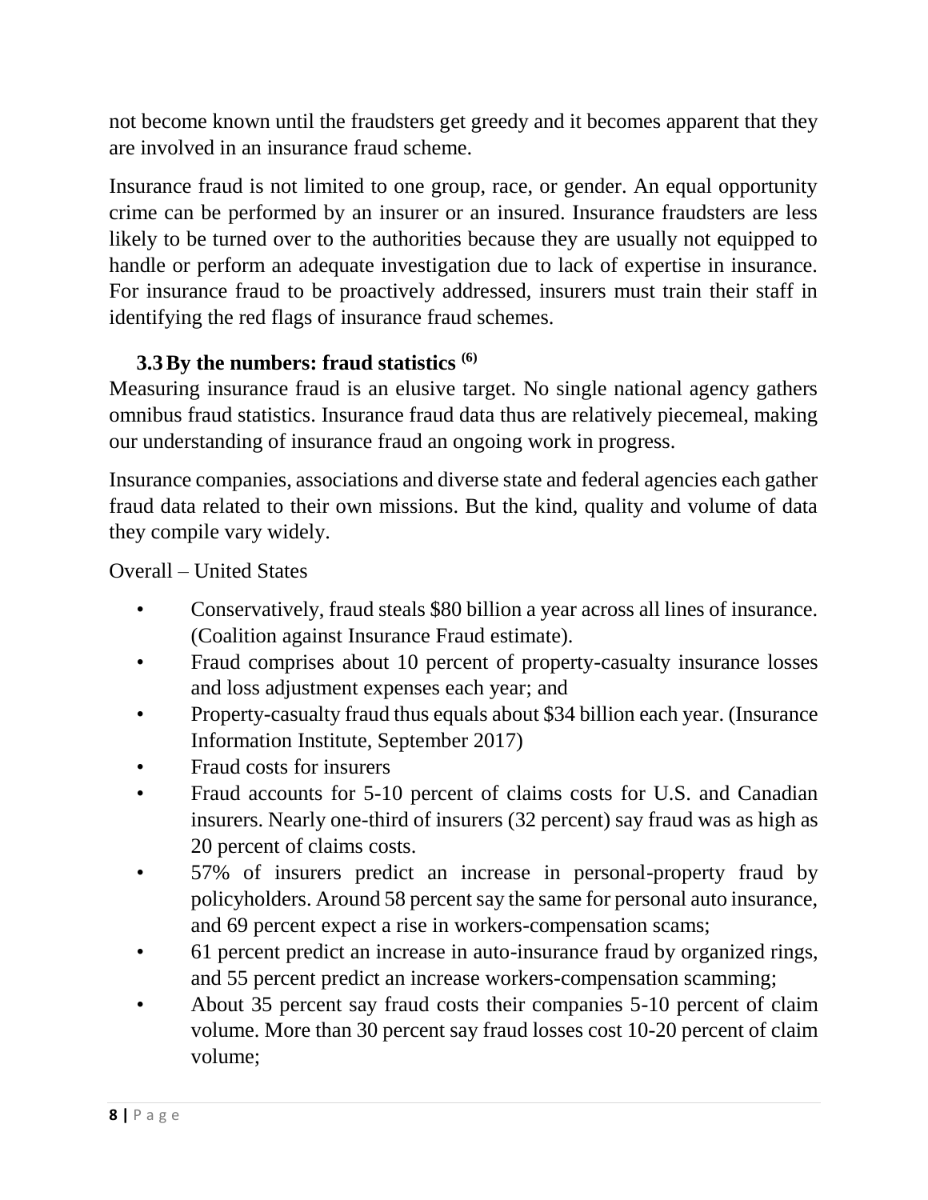not become known until the fraudsters get greedy and it becomes apparent that they are involved in an insurance fraud scheme.

Insurance fraud is not limited to one group, race, or gender. An equal opportunity crime can be performed by an insurer or an insured. Insurance fraudsters are less likely to be turned over to the authorities because they are usually not equipped to handle or perform an adequate investigation due to lack of expertise in insurance. For insurance fraud to be proactively addressed, insurers must train their staff in identifying the red flags of insurance fraud schemes.

### 3.3 By the numbers: fraud statistics [(6)]

Measuring insurance fraud is an elusive target. No single national agency gathers omnibus fraud statistics. Insurance fraud data thus are relatively piecemeal, making our understanding of insurance fraud an ongoing work in progress.

Insurance companies, associations and diverse state and federal agencies each gather fraud data related to their own missions. But the kind, quality and volume of data they compile vary widely.

Overall – United States

- Conservatively, fraud steals $80 billion a year across all lines of insurance. (Coalition against Insurance Fraud estimate).
- Fraud comprises about 10 percent of property-casualty insurance losses and loss adjustment expenses each year; and
- Property-casualty fraud thus equals about $34 billion each year. (Insurance Information Institute, September 2017)
- Fraud costs for insurers
- Fraud accounts for 5-10 percent of claims costs for U.S. and Canadian insurers. Nearly one-third of insurers (32 percent) say fraud was as high as 20 percent of claims costs.
- 57% of insurers predict an increase in personal-property fraud by policyholders. Around 58 percent say the same for personal auto insurance, and 69 percent expect a rise in workers-compensation scams;
- 61 percent predict an increase in auto-insurance fraud by organized rings, and 55 percent predict an increase workers-compensation scamming;
- About 35 percent say fraud costs their companies 5-10 percent of claim volume. More than 30 percent say fraud losses cost 10-20 percent of claim volume;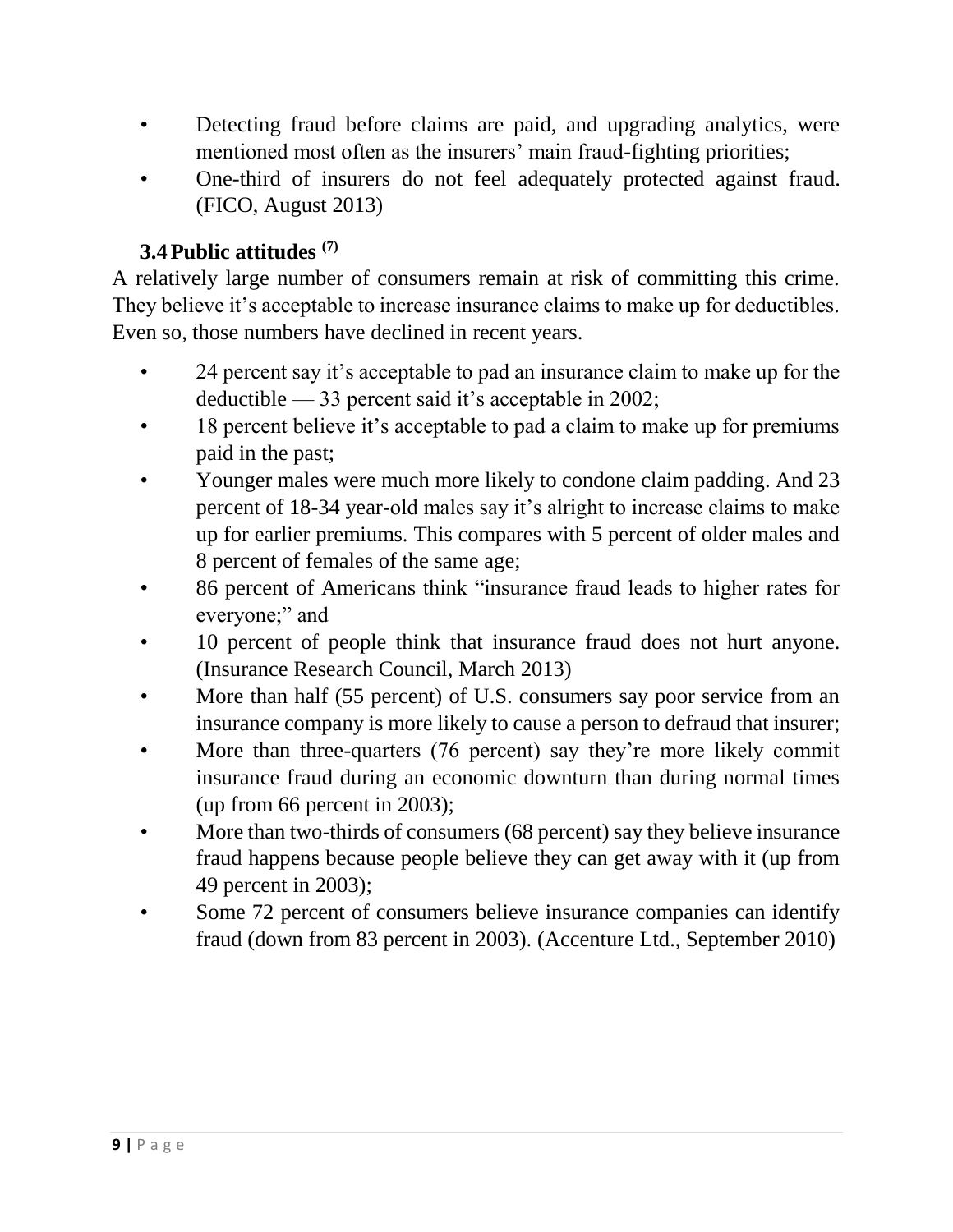- Detecting fraud before claims are paid, and upgrading analytics, were mentioned most often as the insurers' main fraud-fighting priorities;
- One-third of insurers do not feel adequately protected against fraud. (FICO, August 2013)

### 3.4 Public attitudes [7]

A relatively large number of consumers remain at risk of committing this crime. They believe it's acceptable to increase insurance claims to make up for deductibles. Even so, those numbers have declined in recent years.

- 24 percent say it's acceptable to pad an insurance claim to make up for the deductible — 33 percent said it's acceptable in 2002;
- 18 percent believe it's acceptable to pad a claim to make up for premiums paid in the past;
- Younger males were much more likely to condone claim padding. And 23 percent of 18-34 year-old males say it's alright to increase claims to make up for earlier premiums. This compares with 5 percent of older males and 8 percent of females of the same age;
- 86 percent of Americans think "insurance fraud leads to higher rates for everyone;" and
- 10 percent of people think that insurance fraud does not hurt anyone. (Insurance Research Council, March 2013)
- More than half (55 percent) of U.S. consumers say poor service from an insurance company is more likely to cause a person to defraud that insurer;
- More than three-quarters (76 percent) say they're more likely commit insurance fraud during an economic downturn than during normal times (up from 66 percent in 2003);
- More than two-thirds of consumers (68 percent) say they believe insurance fraud happens because people believe they can get away with it (up from 49 percent in 2003);
- Some 72 percent of consumers believe insurance companies can identify fraud (down from 83 percent in 2003). (Accenture Ltd., September 2010)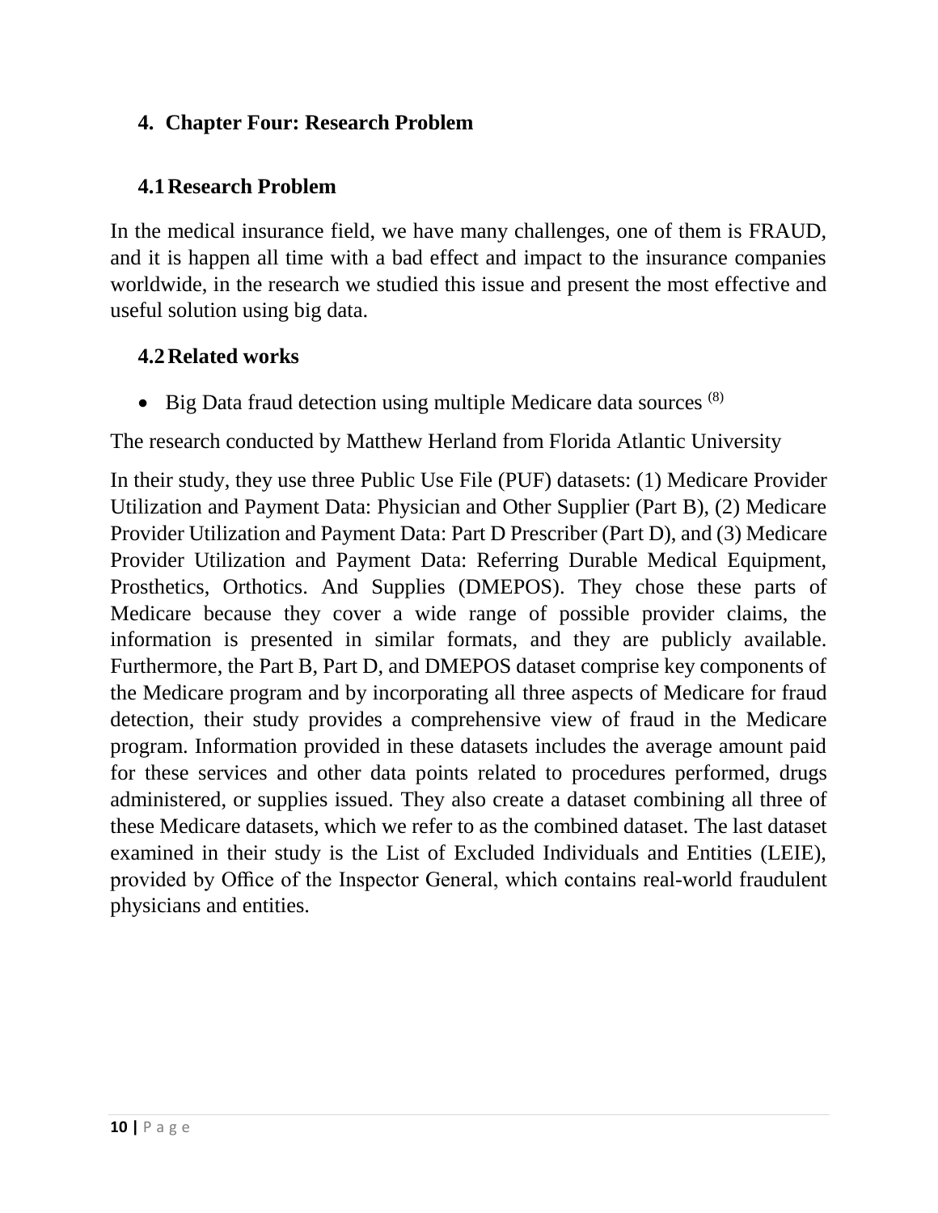# 4. Chapter Four: Research Problem

## 4.1 Research Problem

In the medical insurance field, we have many challenges, one of them is FRAUD, and it is happen all time with a bad effect and impact to the insurance companies worldwide, in the research we studied this issue and present the most effective and useful solution using big data.

## 4.2 Related works

- Big Data fraud detection using multiple Medicare data sources [8]

The research conducted by Matthew Herland from Florida Atlantic University

In their study, they use three Public Use File (PUF) datasets: (1) Medicare Provider Utilization and Payment Data: Physician and Other Supplier (Part B), (2) Medicare Provider Utilization and Payment Data: Part D Prescriber (Part D), and (3) Medicare Provider Utilization and Payment Data: Referring Durable Medical Equipment, Prosthetics, Orthotics. And Supplies (DMEPOS). They chose these parts of Medicare because they cover a wide range of possible provider claims, the information is presented in similar formats, and they are publicly available. Furthermore, the Part B, Part D, and DMEPOS dataset comprise key components of the Medicare program and by incorporating all three aspects of Medicare for fraud detection, their study provides a comprehensive view of fraud in the Medicare program. Information provided in these datasets includes the average amount paid for these services and other data points related to procedures performed, drugs administered, or supplies issued. They also create a dataset combining all three of these Medicare datasets, which we refer to as the combined dataset. The last dataset examined in their study is the List of Excluded Individuals and Entities (LEIE), provided by Office of the Inspector General, which contains real-world fraudulent physicians and entities.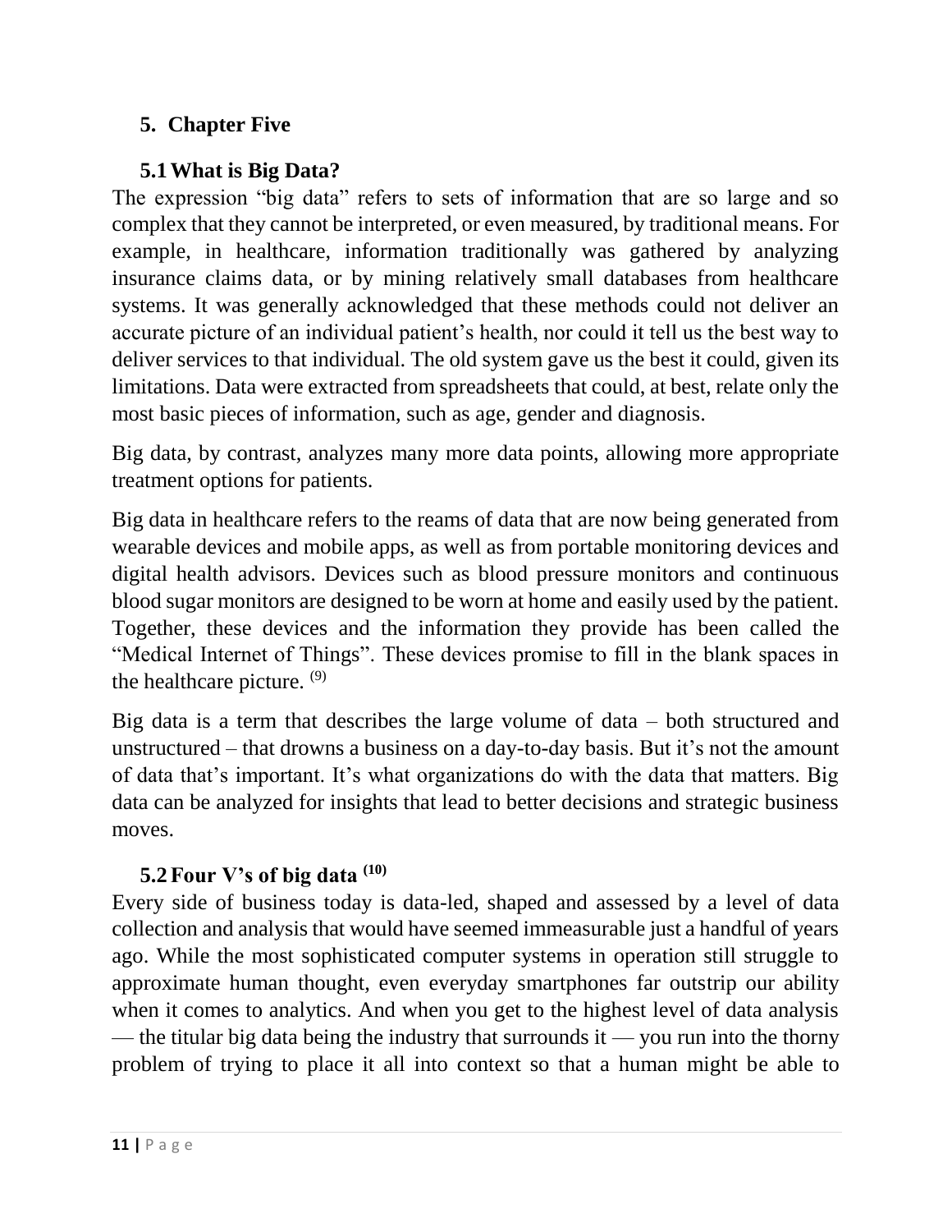# 5. Chapter Five

## 5.1 What is Big Data?

The expression "big data" refers to sets of information that are so large and so complex that they cannot be interpreted, or even measured, by traditional means. For example, in healthcare, information traditionally was gathered by analyzing insurance claims data, or by mining relatively small databases from healthcare systems. It was generally acknowledged that these methods could not deliver an accurate picture of an individual patient's health, nor could it tell us the best way to deliver services to that individual. The old system gave us the best it could, given its limitations. Data were extracted from spreadsheets that could, at best, relate only the most basic pieces of information, such as age, gender and diagnosis.

Big data, by contrast, analyzes many more data points, allowing more appropriate treatment options for patients.

Big data in healthcare refers to the reams of data that are now being generated from wearable devices and mobile apps, as well as from portable monitoring devices and digital health advisors. Devices such as blood pressure monitors and continuous blood sugar monitors are designed to be worn at home and easily used by the patient. Together, these devices and the information they provide has been called the "Medical Internet of Things". These devices promise to fill in the blank spaces in the healthcare picture. [9]

Big data is a term that describes the large volume of data – both structured and unstructured – that drowns a business on a day-to-day basis. But it's not the amount of data that's important. It's what organizations do with the data that matters. Big data can be analyzed for insights that lead to better decisions and strategic business moves.

## 5.2 Four V's of big data [10]

Every side of business today is data-led, shaped and assessed by a level of data collection and analysis that would have seemed immeasurable just a handful of years ago. While the most sophisticated computer systems in operation still struggle to approximate human thought, even everyday smartphones far outstrip our ability when it comes to analytics. And when you get to the highest level of data analysis — the titular big data being the industry that surrounds it — you run into the thorny problem of trying to place it all into context so that a human might be able to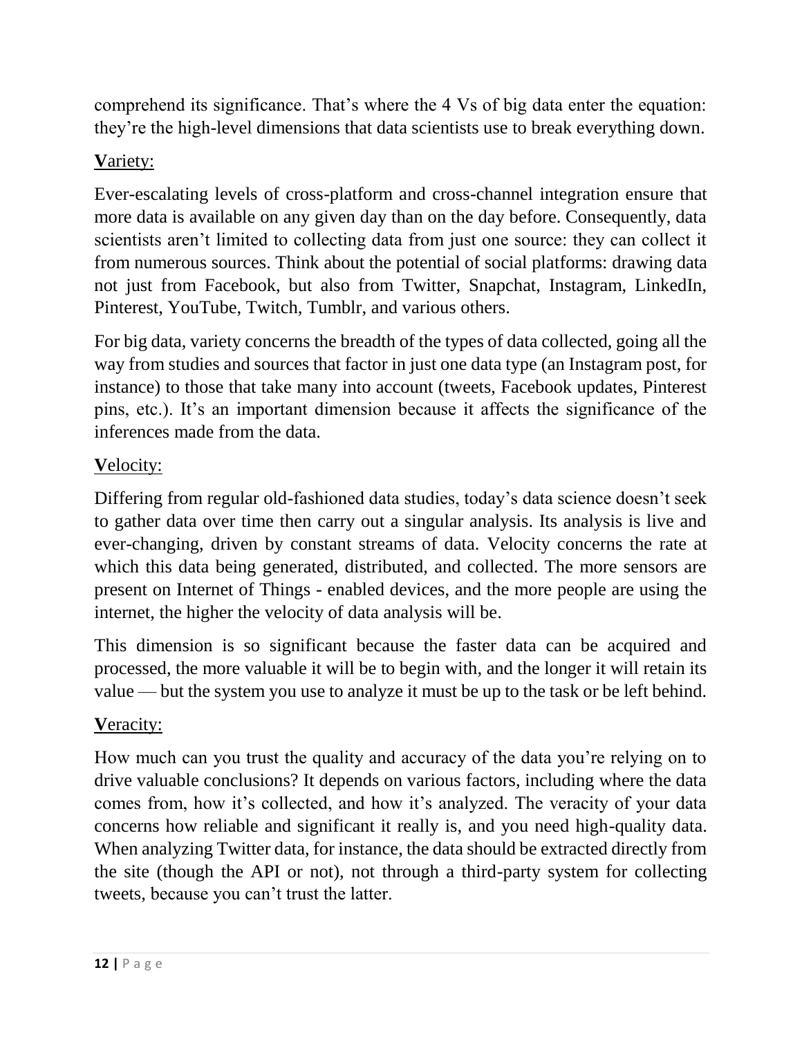comprehend its significance. That's where the 4 Vs of big data enter the equation: they're the high-level dimensions that data scientists use to break everything down.

### **V**ariety:

Ever-escalating levels of cross-platform and cross-channel integration ensure that more data is available on any given day than on the day before. Consequently, data scientists aren't limited to collecting data from just one source: they can collect it from numerous sources. Think about the potential of social platforms: drawing data not just from Facebook, but also from Twitter, Snapchat, Instagram, LinkedIn, Pinterest, YouTube, Twitch, Tumblr, and various others.

For big data, variety concerns the breadth of the types of data collected, going all the way from studies and sources that factor in just one data type (an Instagram post, for instance) to those that take many into account (tweets, Facebook updates, Pinterest pins, etc.). It's an important dimension because it affects the significance of the inferences made from the data.

### **V**elocity:

Differing from regular old-fashioned data studies, today's data science doesn't seek to gather data over time then carry out a singular analysis. Its analysis is live and ever-changing, driven by constant streams of data. Velocity concerns the rate at which this data being generated, distributed, and collected. The more sensors are present on Internet of Things - enabled devices, and the more people are using the internet, the higher the velocity of data analysis will be.

This dimension is so significant because the faster data can be acquired and processed, the more valuable it will be to begin with, and the longer it will retain its value — but the system you use to analyze it must be up to the task or be left behind.

### **V**eracity:

How much can you trust the quality and accuracy of the data you're relying on to drive valuable conclusions? It depends on various factors, including where the data comes from, how it's collected, and how it's analyzed. The veracity of your data concerns how reliable and significant it really is, and you need high-quality data. When analyzing Twitter data, for instance, the data should be extracted directly from the site (though the API or not), not through a third-party system for collecting tweets, because you can't trust the latter.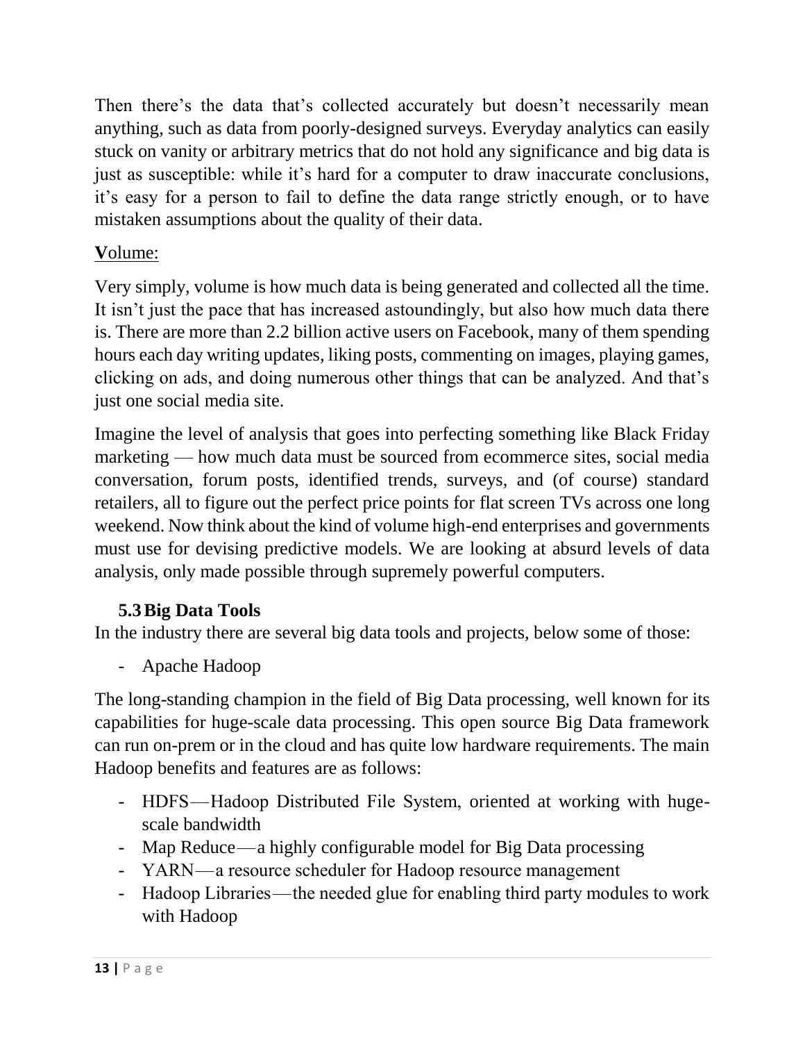Then there's the data that's collected accurately but doesn't necessarily mean anything, such as data from poorly-designed surveys. Everyday analytics can easily stuck on vanity or arbitrary metrics that do not hold any significance and big data is just as susceptible: while it's hard for a computer to draw inaccurate conclusions, it's easy for a person to fail to define the data range strictly enough, or to have mistaken assumptions about the quality of their data.

**V**olume:

Very simply, volume is how much data is being generated and collected all the time. It isn't just the pace that has increased astoundingly, but also how much data there is. There are more than 2.2 billion active users on Facebook, many of them spending hours each day writing updates, liking posts, commenting on images, playing games, clicking on ads, and doing numerous other things that can be analyzed. And that's just one social media site.

Imagine the level of analysis that goes into perfecting something like Black Friday marketing — how much data must be sourced from ecommerce sites, social media conversation, forum posts, identified trends, surveys, and (of course) standard retailers, all to figure out the perfect price points for flat screen TVs across one long weekend. Now think about the kind of volume high-end enterprises and governments must use for devising predictive models. We are looking at absurd levels of data analysis, only made possible through supremely powerful computers.

### 5.3 Big Data Tools

In the industry there are several big data tools and projects, below some of those:

- Apache Hadoop

The long-standing champion in the field of Big Data processing, well known for its capabilities for huge-scale data processing. This open source Big Data framework can run on-prem or in the cloud and has quite low hardware requirements. The main Hadoop benefits and features are as follows:

- HDFS — Hadoop Distributed File System, oriented at working with huge-scale bandwidth
- Map Reduce — a highly configurable model for Big Data processing
- YARN — a resource scheduler for Hadoop resource management
- Hadoop Libraries — the needed glue for enabling third party modules to work with Hadoop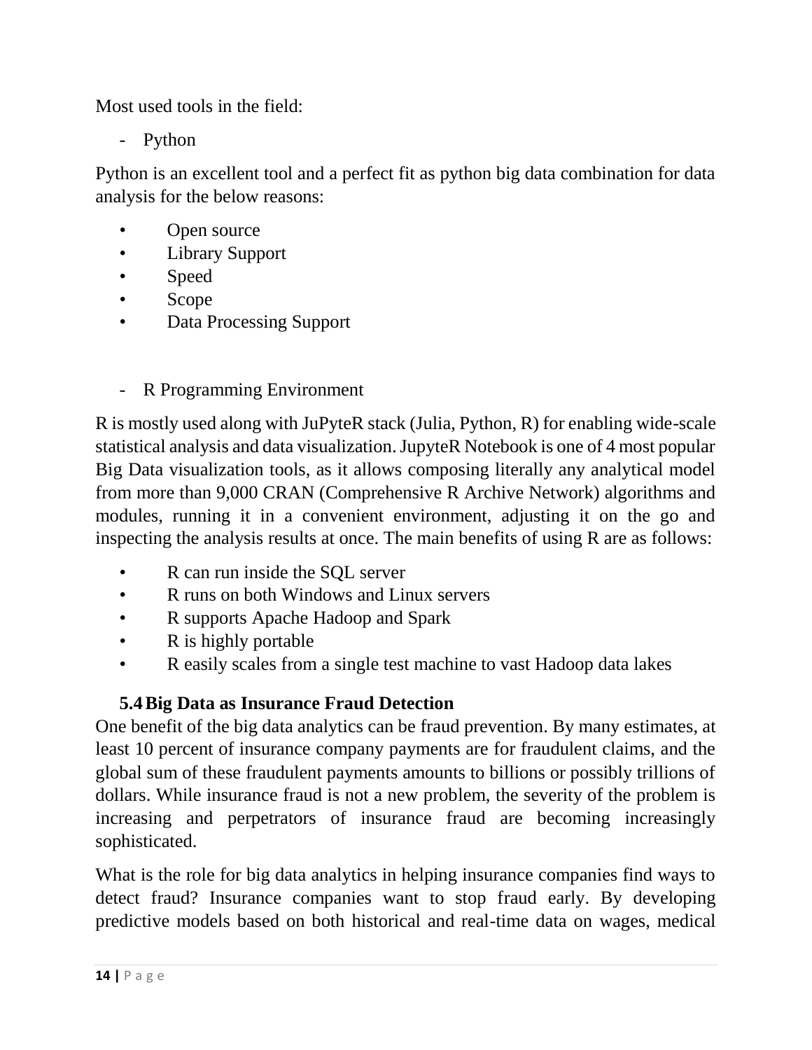Most used tools in the field:

- Python

Python is an excellent tool and a perfect fit as python big data combination for data analysis for the below reasons:

- Open source
- Library Support
- Speed
- Scope
- Data Processing Support

- R Programming Environment

R is mostly used along with JuPyteR stack (Julia, Python, R) for enabling wide-scale statistical analysis and data visualization. JupyteR Notebook is one of 4 most popular Big Data visualization tools, as it allows composing literally any analytical model from more than 9,000 CRAN (Comprehensive R Archive Network) algorithms and modules, running it in a convenient environment, adjusting it on the go and inspecting the analysis results at once. The main benefits of using R are as follows:

- R can run inside the SQL server
- R runs on both Windows and Linux servers
- R supports Apache Hadoop and Spark
- R is highly portable
- R easily scales from a single test machine to vast Hadoop data lakes

### 5.4 Big Data as Insurance Fraud Detection

One benefit of the big data analytics can be fraud prevention. By many estimates, at least 10 percent of insurance company payments are for fraudulent claims, and the global sum of these fraudulent payments amounts to billions or possibly trillions of dollars. While insurance fraud is not a new problem, the severity of the problem is increasing and perpetrators of insurance fraud are becoming increasingly sophisticated.

What is the role for big data analytics in helping insurance companies find ways to detect fraud? Insurance companies want to stop fraud early. By developing predictive models based on both historical and real-time data on wages, medical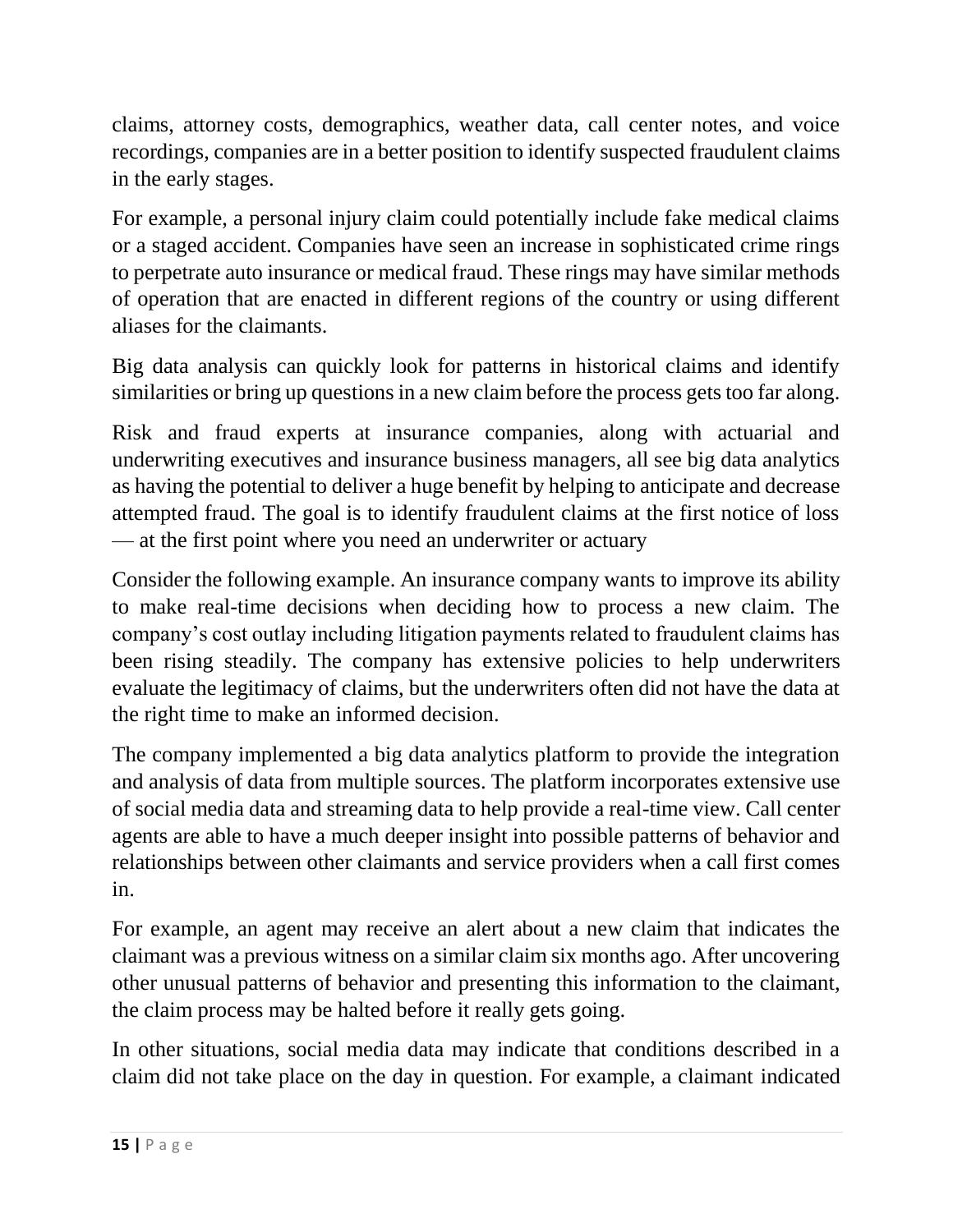claims, attorney costs, demographics, weather data, call center notes, and voice recordings, companies are in a better position to identify suspected fraudulent claims in the early stages.

For example, a personal injury claim could potentially include fake medical claims or a staged accident. Companies have seen an increase in sophisticated crime rings to perpetrate auto insurance or medical fraud. These rings may have similar methods of operation that are enacted in different regions of the country or using different aliases for the claimants.

Big data analysis can quickly look for patterns in historical claims and identify similarities or bring up questions in a new claim before the process gets too far along.

Risk and fraud experts at insurance companies, along with actuarial and underwriting executives and insurance business managers, all see big data analytics as having the potential to deliver a huge benefit by helping to anticipate and decrease attempted fraud. The goal is to identify fraudulent claims at the first notice of loss — at the first point where you need an underwriter or actuary

Consider the following example. An insurance company wants to improve its ability to make real-time decisions when deciding how to process a new claim. The company's cost outlay including litigation payments related to fraudulent claims has been rising steadily. The company has extensive policies to help underwriters evaluate the legitimacy of claims, but the underwriters often did not have the data at the right time to make an informed decision.

The company implemented a big data analytics platform to provide the integration and analysis of data from multiple sources. The platform incorporates extensive use of social media data and streaming data to help provide a real-time view. Call center agents are able to have a much deeper insight into possible patterns of behavior and relationships between other claimants and service providers when a call first comes in.

For example, an agent may receive an alert about a new claim that indicates the claimant was a previous witness on a similar claim six months ago. After uncovering other unusual patterns of behavior and presenting this information to the claimant, the claim process may be halted before it really gets going.

In other situations, social media data may indicate that conditions described in a claim did not take place on the day in question. For example, a claimant indicated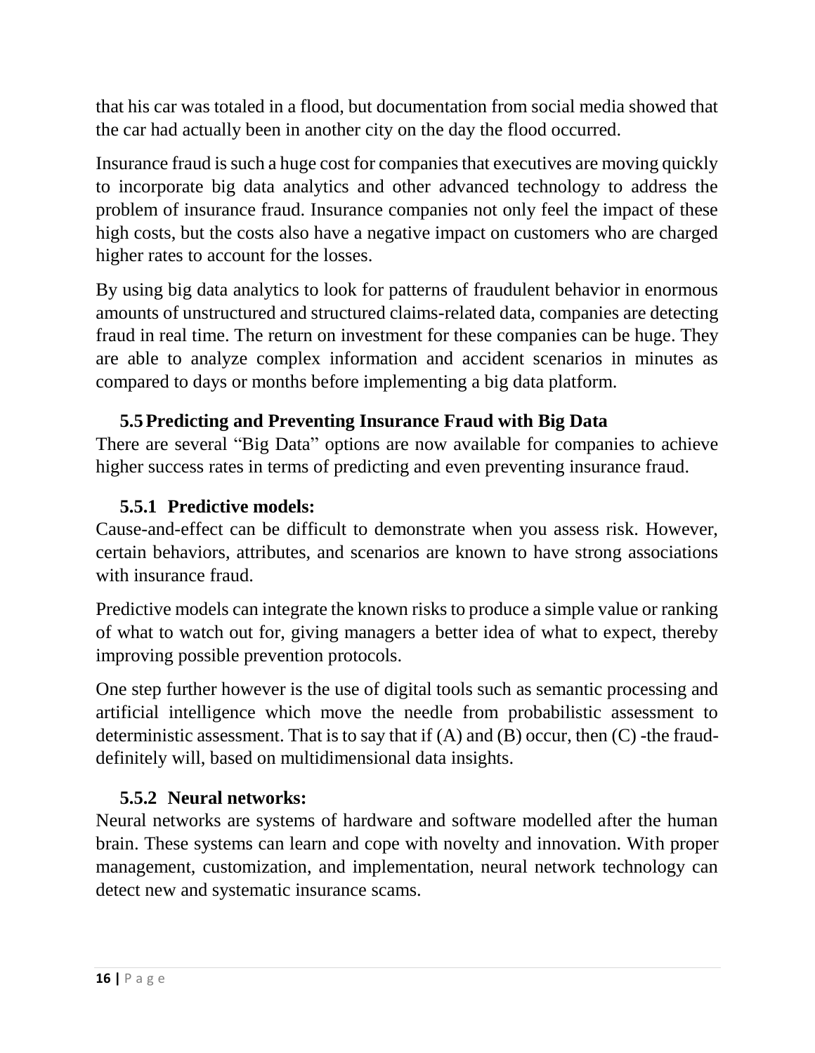that his car was totaled in a flood, but documentation from social media showed that the car had actually been in another city on the day the flood occurred.

Insurance fraud is such a huge cost for companies that executives are moving quickly to incorporate big data analytics and other advanced technology to address the problem of insurance fraud. Insurance companies not only feel the impact of these high costs, but the costs also have a negative impact on customers who are charged higher rates to account for the losses.

By using big data analytics to look for patterns of fraudulent behavior in enormous amounts of unstructured and structured claims-related data, companies are detecting fraud in real time. The return on investment for these companies can be huge. They are able to analyze complex information and accident scenarios in minutes as compared to days or months before implementing a big data platform.

## 5.5 Predicting and Preventing Insurance Fraud with Big Data

There are several "Big Data" options are now available for companies to achieve higher success rates in terms of predicting and even preventing insurance fraud.

### 5.5.1 Predictive models:

Cause-and-effect can be difficult to demonstrate when you assess risk. However, certain behaviors, attributes, and scenarios are known to have strong associations with insurance fraud.

Predictive models can integrate the known risks to produce a simple value or ranking of what to watch out for, giving managers a better idea of what to expect, thereby improving possible prevention protocols.

One step further however is the use of digital tools such as semantic processing and artificial intelligence which move the needle from probabilistic assessment to deterministic assessment. That is to say that if (A) and (B) occur, then (C) -the fraud- definitely will, based on multidimensional data insights.

### 5.5.2 Neural networks:

Neural networks are systems of hardware and software modelled after the human brain. These systems can learn and cope with novelty and innovation. With proper management, customization, and implementation, neural network technology can detect new and systematic insurance scams.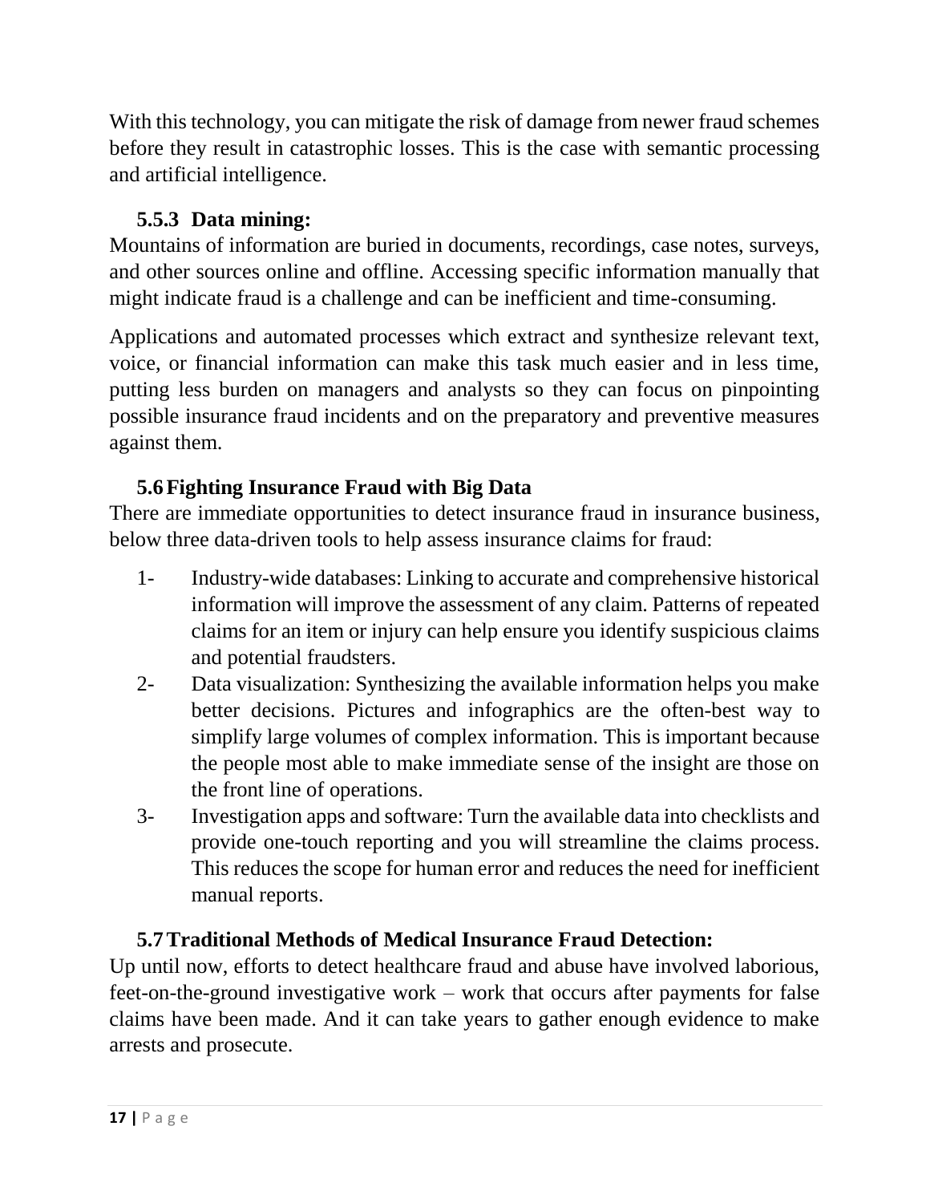With this technology, you can mitigate the risk of damage from newer fraud schemes before they result in catastrophic losses. This is the case with semantic processing and artificial intelligence.

### 5.5.3 Data mining:

Mountains of information are buried in documents, recordings, case notes, surveys, and other sources online and offline. Accessing specific information manually that might indicate fraud is a challenge and can be inefficient and time-consuming.

Applications and automated processes which extract and synthesize relevant text, voice, or financial information can make this task much easier and in less time, putting less burden on managers and analysts so they can focus on pinpointing possible insurance fraud incidents and on the preparatory and preventive measures against them.

## 5.6 Fighting Insurance Fraud with Big Data

There are immediate opportunities to detect insurance fraud in insurance business, below three data-driven tools to help assess insurance claims for fraud:

1- Industry-wide databases: Linking to accurate and comprehensive historical information will improve the assessment of any claim. Patterns of repeated claims for an item or injury can help ensure you identify suspicious claims and potential fraudsters.

2- Data visualization: Synthesizing the available information helps you make better decisions. Pictures and infographics are the often-best way to simplify large volumes of complex information. This is important because the people most able to make immediate sense of the insight are those on the front line of operations.

3- Investigation apps and software: Turn the available data into checklists and provide one-touch reporting and you will streamline the claims process. This reduces the scope for human error and reduces the need for inefficient manual reports.

## 5.7 Traditional Methods of Medical Insurance Fraud Detection:

Up until now, efforts to detect healthcare fraud and abuse have involved laborious, feet-on-the-ground investigative work – work that occurs after payments for false claims have been made. And it can take years to gather enough evidence to make arrests and prosecute.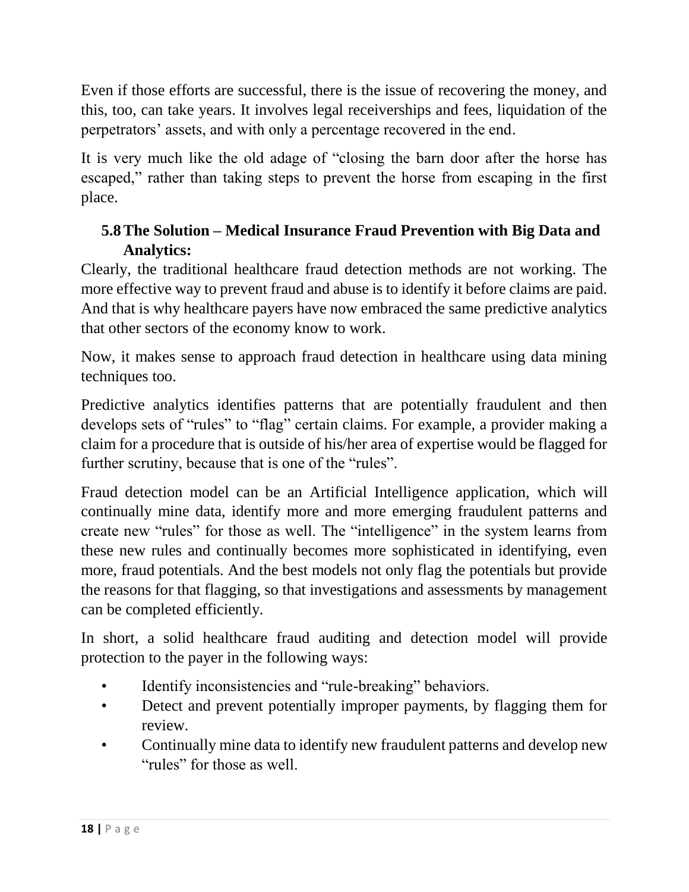Even if those efforts are successful, there is the issue of recovering the money, and this, too, can take years. It involves legal receiverships and fees, liquidation of the perpetrators' assets, and with only a percentage recovered in the end.

It is very much like the old adage of "closing the barn door after the horse has escaped," rather than taking steps to prevent the horse from escaping in the first place.

## 5.8 The Solution – Medical Insurance Fraud Prevention with Big Data and Analytics:

Clearly, the traditional healthcare fraud detection methods are not working. The more effective way to prevent fraud and abuse is to identify it before claims are paid. And that is why healthcare payers have now embraced the same predictive analytics that other sectors of the economy know to work.

Now, it makes sense to approach fraud detection in healthcare using data mining techniques too.

Predictive analytics identifies patterns that are potentially fraudulent and then develops sets of "rules" to "flag" certain claims. For example, a provider making a claim for a procedure that is outside of his/her area of expertise would be flagged for further scrutiny, because that is one of the "rules".

Fraud detection model can be an Artificial Intelligence application, which will continually mine data, identify more and more emerging fraudulent patterns and create new "rules" for those as well. The "intelligence" in the system learns from these new rules and continually becomes more sophisticated in identifying, even more, fraud potentials. And the best models not only flag the potentials but provide the reasons for that flagging, so that investigations and assessments by management can be completed efficiently.

In short, a solid healthcare fraud auditing and detection model will provide protection to the payer in the following ways:

- Identify inconsistencies and "rule-breaking" behaviors.
- Detect and prevent potentially improper payments, by flagging them for review.
- Continually mine data to identify new fraudulent patterns and develop new "rules" for those as well.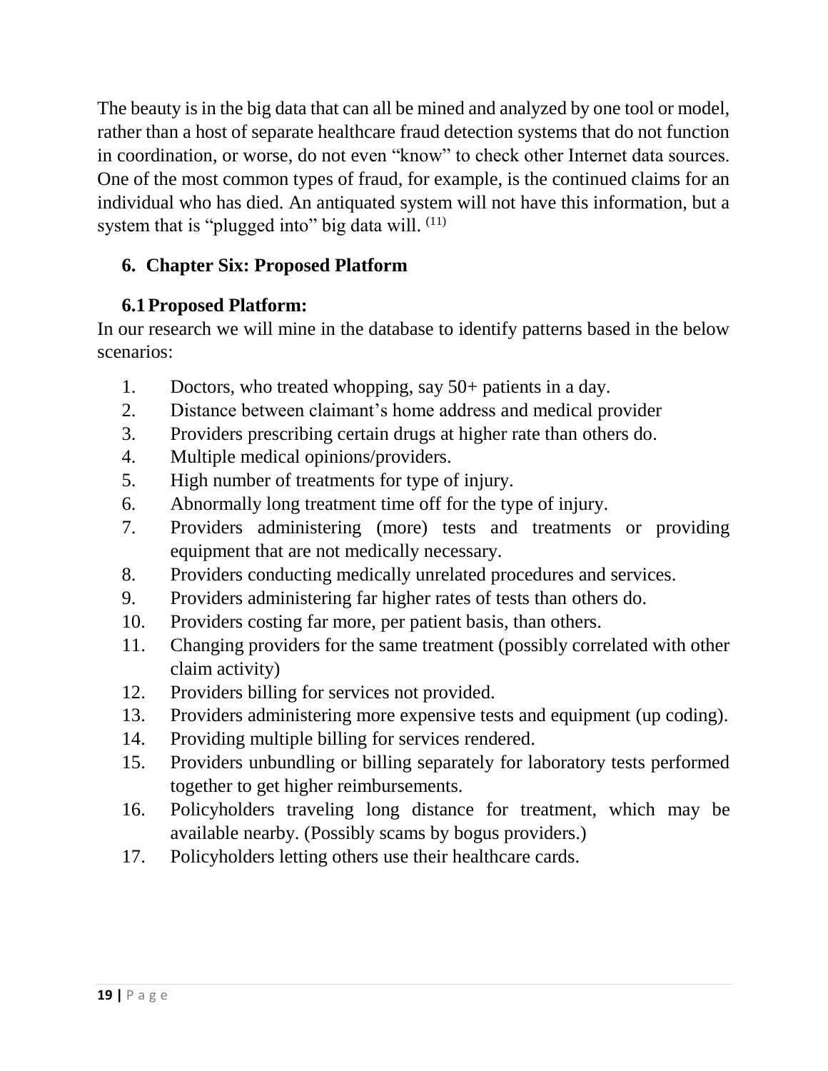The beauty is in the big data that can all be mined and analyzed by one tool or model, rather than a host of separate healthcare fraud detection systems that do not function in coordination, or worse, do not even "know" to check other Internet data sources. One of the most common types of fraud, for example, is the continued claims for an individual who has died. An antiquated system will not have this information, but a system that is "plugged into" big data will. [11]

# 6. Chapter Six: Proposed Platform

## 6.1 Proposed Platform:

In our research we will mine in the database to identify patterns based in the below scenarios:

1. Doctors, who treated whopping, say 50+ patients in a day.
2. Distance between claimant's home address and medical provider
3. Providers prescribing certain drugs at higher rate than others do.
4. Multiple medical opinions/providers.
5. High number of treatments for type of injury.
6. Abnormally long treatment time off for the type of injury.
7. Providers administering (more) tests and treatments or providing equipment that are not medically necessary.
8. Providers conducting medically unrelated procedures and services.
9. Providers administering far higher rates of tests than others do.
10. Providers costing far more, per patient basis, than others.
11. Changing providers for the same treatment (possibly correlated with other claim activity)
12. Providers billing for services not provided.
13. Providers administering more expensive tests and equipment (up coding).
14. Providing multiple billing for services rendered.
15. Providers unbundling or billing separately for laboratory tests performed together to get higher reimbursements.
16. Policyholders traveling long distance for treatment, which may be available nearby. (Possibly scams by bogus providers.)
17. Policyholders letting others use their healthcare cards.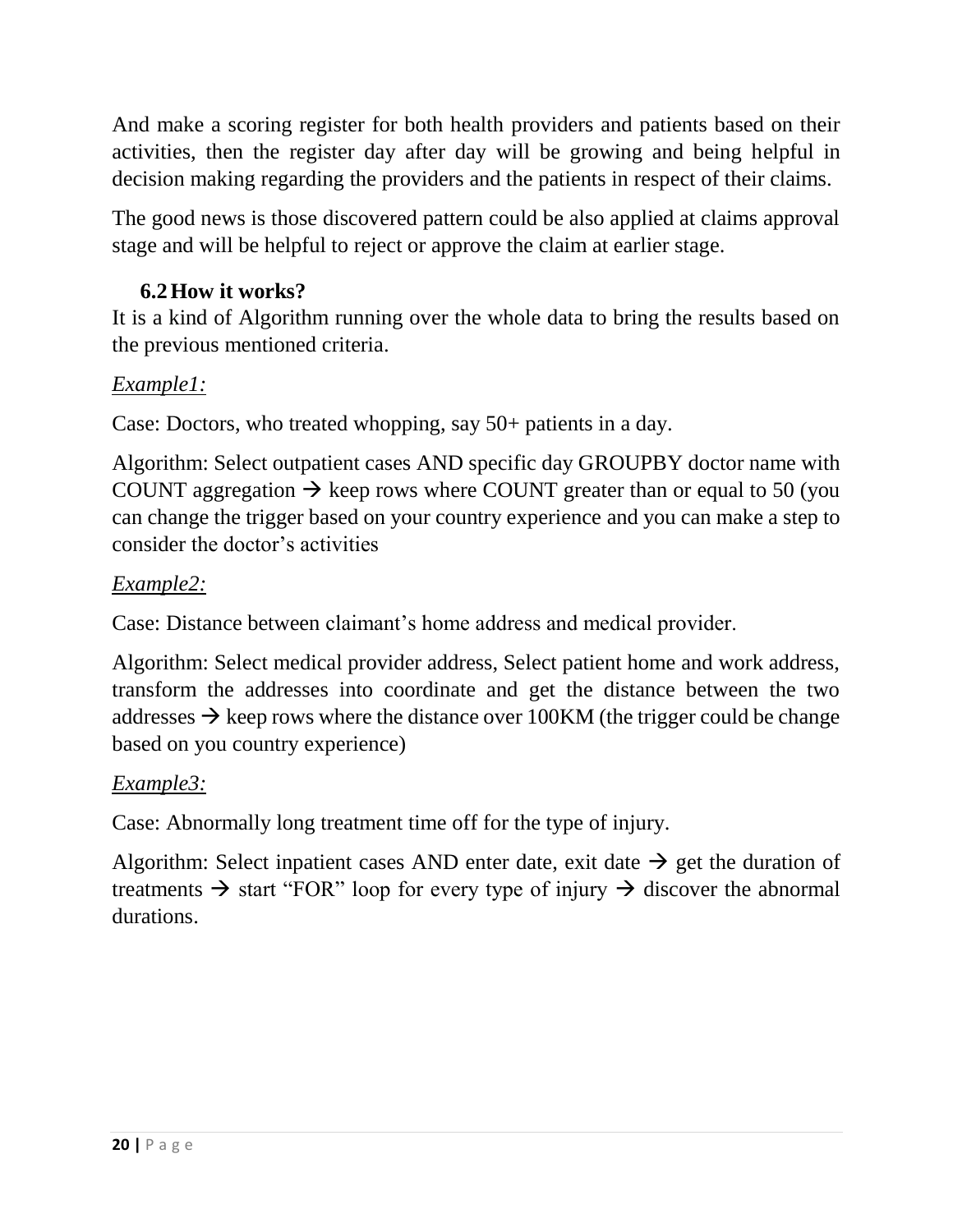And make a scoring register for both health providers and patients based on their activities, then the register day after day will be growing and being helpful in decision making regarding the providers and the patients in respect of their claims.

The good news is those discovered pattern could be also applied at claims approval stage and will be helpful to reject or approve the claim at earlier stage.

### 6.2 How it works?

It is a kind of Algorithm running over the whole data to bring the results based on the previous mentioned criteria.

*Example1:*

Case: Doctors, who treated whopping, say 50+ patients in a day.

Algorithm: Select outpatient cases AND specific day GROUPBY doctor name with COUNT aggregation → keep rows where COUNT greater than or equal to 50 (you can change the trigger based on your country experience and you can make a step to consider the doctor's activities

*Example2:*

Case: Distance between claimant's home address and medical provider.

Algorithm: Select medical provider address, Select patient home and work address, transform the addresses into coordinate and get the distance between the two addresses → keep rows where the distance over 100KM (the trigger could be change based on you country experience)

*Example3:*

Case: Abnormally long treatment time off for the type of injury.

Algorithm: Select inpatient cases AND enter date, exit date → get the duration of treatments → start "FOR" loop for every type of injury → discover the abnormal durations.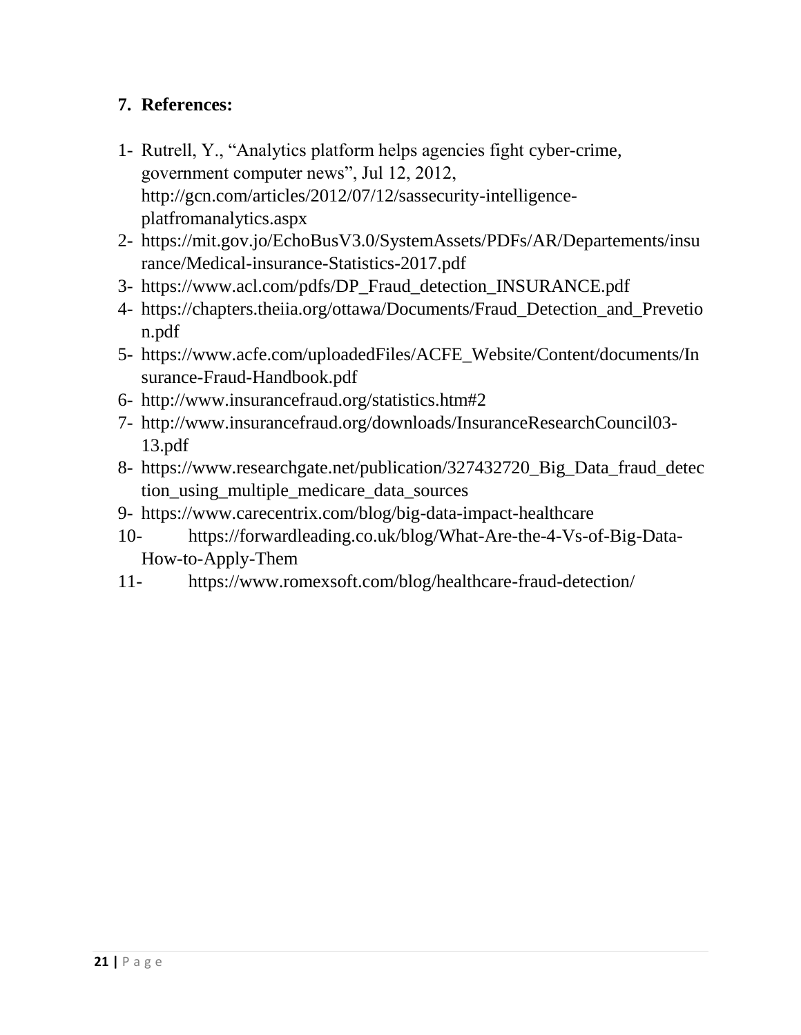## 7. References:

1- Rutrell, Y., "Analytics platform helps agencies fight cyber-crime, government computer news", Jul 12, 2012, http://gcn.com/articles/2012/07/12/sassecurity-intelligence-platfromanalytics.aspx
2- https://mit.gov.jo/EchoBusV3.0/SystemAssets/PDFs/AR/Departements/insurance/Medical-insurance-Statistics-2017.pdf
3- https://www.acl.com/pdfs/DP_Fraud_detection_INSURANCE.pdf
4- https://chapters.theiia.org/ottawa/Documents/Fraud_Detection_and_Prevetion.pdf
5- https://www.acfe.com/uploadedFiles/ACFE_Website/Content/documents/Insurance-Fraud-Handbook.pdf
6- http://www.insurancefraud.org/statistics.htm#2
7- http://www.insurancefraud.org/downloads/InsuranceResearchCouncil03-13.pdf
8- https://www.researchgate.net/publication/327432720_Big_Data_fraud_detection_using_multiple_medicare_data_sources
9- https://www.carecentrix.com/blog/big-data-impact-healthcare
10- https://forwardleading.co.uk/blog/What-Are-the-4-Vs-of-Big-Data-How-to-Apply-Them
11- https://www.romexsoft.com/blog/healthcare-fraud-detection/